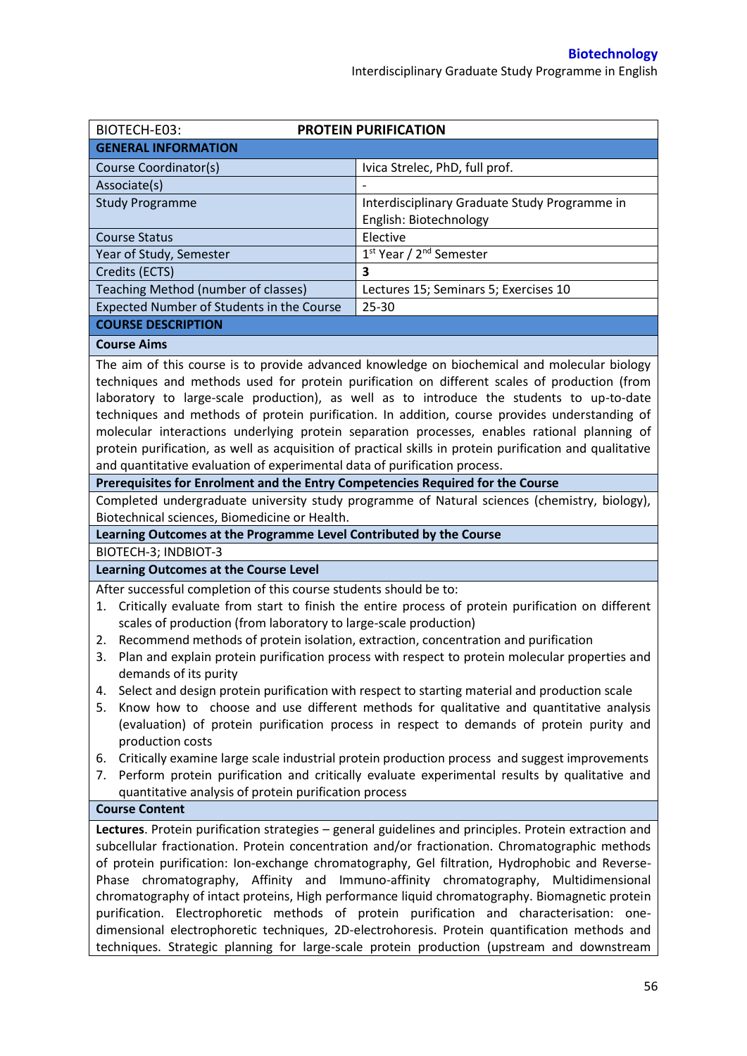| BIOTECH-E03: | **PROTEIN PURIFICATION** |
|---|---|
| **GENERAL INFORMATION** | |
| Course Coordinator(s) | Ivica Strelec, PhD, full prof. |
| Associate(s) | - |
| Study Programme | Interdisciplinary Graduate Study Programme in English: Biotechnology |
| Course Status | Elective |
| Year of Study, Semester | 1st Year / 2nd Semester |
| Credits (ECTS) | **3** |
| Teaching Method (number of classes) | Lectures 15; Seminars 5; Exercises 10 |
| Expected Number of Students in the Course | 25-30 |

**COURSE DESCRIPTION**

**Course Aims**

The aim of this course is to provide advanced knowledge on biochemical and molecular biology techniques and methods used for protein purification on different scales of production (from laboratory to large-scale production), as well as to introduce the students to up-to-date techniques and methods of protein purification. In addition, course provides understanding of molecular interactions underlying protein separation processes, enables rational planning of protein purification, as well as acquisition of practical skills in protein purification and qualitative and quantitative evaluation of experimental data of purification process.

**Prerequisites for Enrolment and the Entry Competencies Required for the Course**

Completed undergraduate university study programme of Natural sciences (chemistry, biology), Biotechnical sciences, Biomedicine or Health.

**Learning Outcomes at the Programme Level Contributed by the Course**

BIOTECH-3; INDBIOT-3

**Learning Outcomes at the Course Level**

After successful completion of this course students should be to:

1. Critically evaluate from start to finish the entire process of protein purification on different scales of production (from laboratory to large-scale production)
2. Recommend methods of protein isolation, extraction, concentration and purification
3. Plan and explain protein purification process with respect to protein molecular properties and demands of its purity
4. Select and design protein purification with respect to starting material and production scale
5. Know how to choose and use different methods for qualitative and quantitative analysis (evaluation) of protein purification process in respect to demands of protein purity and production costs
6. Critically examine large scale industrial protein production process and suggest improvements
7. Perform protein purification and critically evaluate experimental results by qualitative and quantitative analysis of protein purification process

**Course Content**

**Lectures**. Protein purification strategies – general guidelines and principles. Protein extraction and subcellular fractionation. Protein concentration and/or fractionation. Chromatographic methods of protein purification: Ion-exchange chromatography, Gel filtration, Hydrophobic and Reverse-Phase chromatography, Affinity and Immuno-affinity chromatography, Multidimensional chromatography of intact proteins, High performance liquid chromatography. Biomagnetic protein purification. Electrophoretic methods of protein purification and characterisation: one-dimensional electrophoretic techniques, 2D-electrohoresis. Protein quantification methods and techniques. Strategic planning for large-scale protein production (upstream and downstream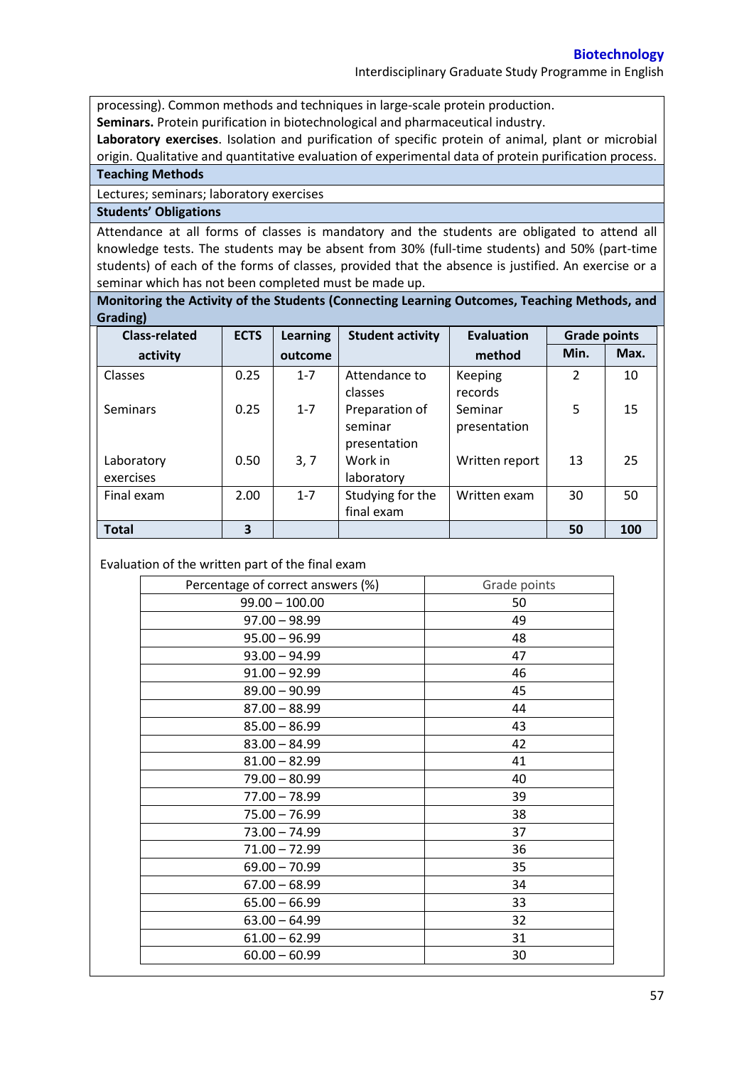processing). Common methods and techniques in large-scale protein production.

**Seminars.** Protein purification in biotechnological and pharmaceutical industry.

**Laboratory exercises**. Isolation and purification of specific protein of animal, plant or microbial origin. Qualitative and quantitative evaluation of experimental data of protein purification process.

**Teaching Methods**

Lectures; seminars; laboratory exercises

**Students' Obligations**

Attendance at all forms of classes is mandatory and the students are obligated to attend all knowledge tests. The students may be absent from 30% (full-time students) and 50% (part-time students) of each of the forms of classes, provided that the absence is justified. An exercise or a seminar which has not been completed must be made up.

**Monitoring the Activity of the Students (Connecting Learning Outcomes, Teaching Methods, and Grading)**

| Class-related activity | ECTS | Learning outcome | Student activity | Evaluation method | Grade points | |
|---|---|---|---|---|---|---|
| | | | | | Min. | Max. |
| Classes | 0.25 | 1-7 | Attendance to classes | Keeping records | 2 | 10 |
| Seminars | 0.25 | 1-7 | Preparation of seminar presentation | Seminar presentation | 5 | 15 |
| Laboratory exercises | 0.50 | 3, 7 | Work in laboratory | Written report | 13 | 25 |
| Final exam | 2.00 | 1-7 | Studying for the final exam | Written exam | 30 | 50 |
| **Total** | **3** | | | | **50** | **100** |

Evaluation of the written part of the final exam

| Percentage of correct answers (%) | Grade points |
|---|---|
| 99.00 – 100.00 | 50 |
| 97.00 – 98.99 | 49 |
| 95.00 – 96.99 | 48 |
| 93.00 – 94.99 | 47 |
| 91.00 – 92.99 | 46 |
| 89.00 – 90.99 | 45 |
| 87.00 – 88.99 | 44 |
| 85.00 – 86.99 | 43 |
| 83.00 – 84.99 | 42 |
| 81.00 – 82.99 | 41 |
| 79.00 – 80.99 | 40 |
| 77.00 – 78.99 | 39 |
| 75.00 – 76.99 | 38 |
| 73.00 – 74.99 | 37 |
| 71.00 – 72.99 | 36 |
| 69.00 – 70.99 | 35 |
| 67.00 – 68.99 | 34 |
| 65.00 – 66.99 | 33 |
| 63.00 – 64.99 | 32 |
| 61.00 – 62.99 | 31 |
| 60.00 – 60.99 | 30 |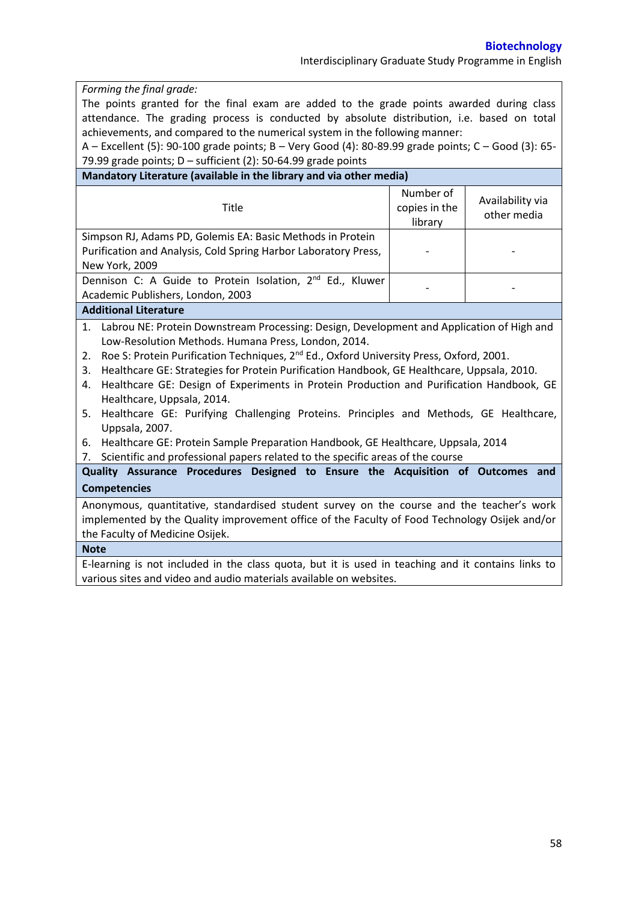*Forming the final grade:*
The points granted for the final exam are added to the grade points awarded during class attendance. The grading process is conducted by absolute distribution, i.e. based on total achievements, and compared to the numerical system in the following manner:
A – Excellent (5): 90-100 grade points; B – Very Good (4): 80-89.99 grade points; C – Good (3): 65-79.99 grade points; D – sufficient (2): 50-64.99 grade points

**Mandatory Literature (available in the library and via other media)**

| Title | Number of copies in the library | Availability via other media |
|---|---|---|
| Simpson RJ, Adams PD, Golemis EA: Basic Methods in Protein Purification and Analysis, Cold Spring Harbor Laboratory Press, New York, 2009 | - | - |
| Dennison C: A Guide to Protein Isolation, 2nd Ed., Kluwer Academic Publishers, London, 2003 | - | - |

**Additional Literature**

1. Labrou NE: Protein Downstream Processing: Design, Development and Application of High and Low-Resolution Methods. Humana Press, London, 2014.
2. Roe S: Protein Purification Techniques, 2nd Ed., Oxford University Press, Oxford, 2001.
3. Healthcare GE: Strategies for Protein Purification Handbook, GE Healthcare, Uppsala, 2010.
4. Healthcare GE: Design of Experiments in Protein Production and Purification Handbook, GE Healthcare, Uppsala, 2014.
5. Healthcare GE: Purifying Challenging Proteins. Principles and Methods, GE Healthcare, Uppsala, 2007.
6. Healthcare GE: Protein Sample Preparation Handbook, GE Healthcare, Uppsala, 2014
7. Scientific and professional papers related to the specific areas of the course

**Quality Assurance Procedures Designed to Ensure the Acquisition of Outcomes and Competencies**

Anonymous, quantitative, standardised student survey on the course and the teacher's work implemented by the Quality improvement office of the Faculty of Food Technology Osijek and/or the Faculty of Medicine Osijek.

**Note**

E-learning is not included in the class quota, but it is used in teaching and it contains links to various sites and video and audio materials available on websites.